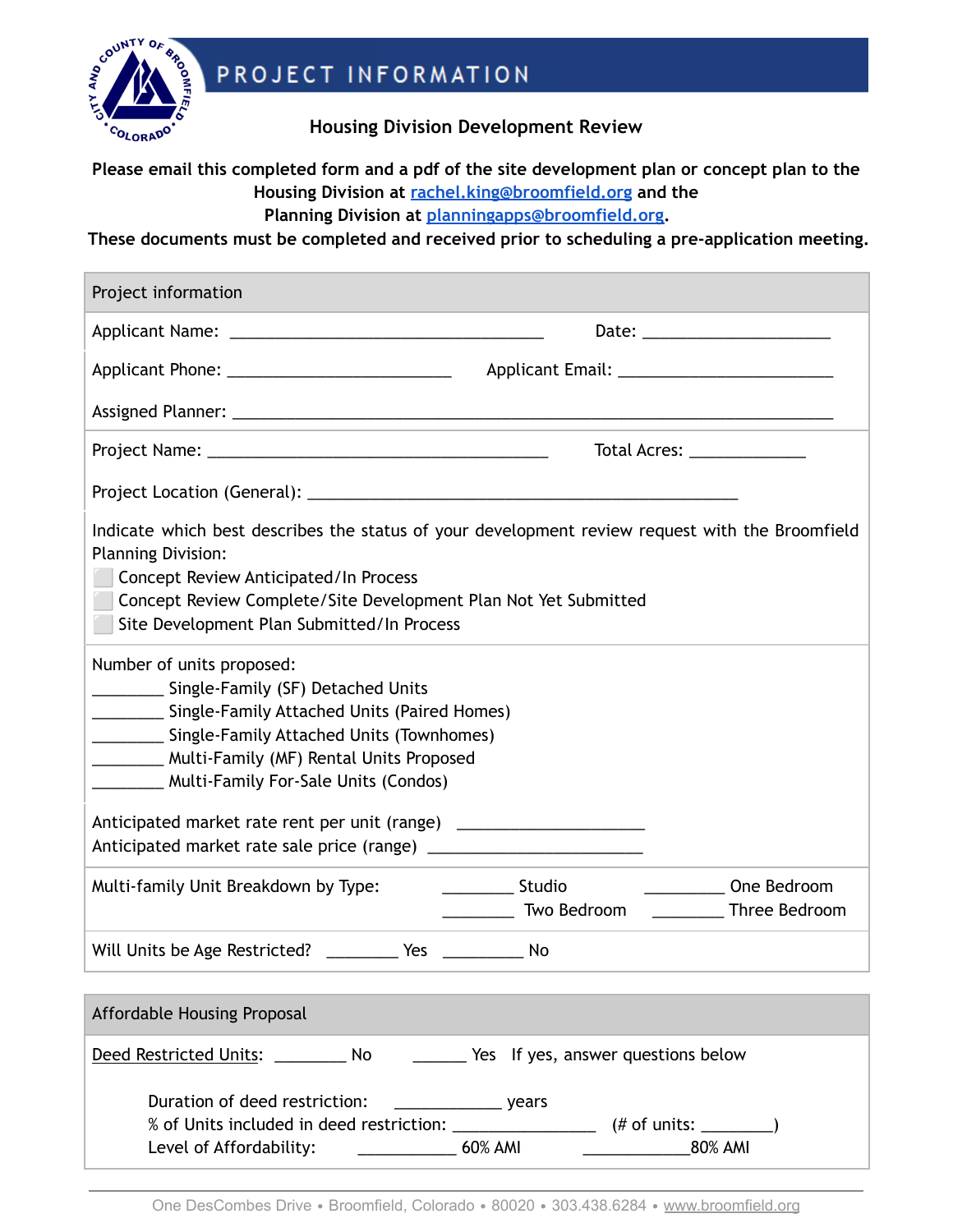# PROJECT INFORMATION

## Housing Division Development Review

**Please email this completed form and a pdf of the site development plan or concept plan to the Housing Division at [rachel.king@broomfield.org](mailto:rachel.king@broomfield.org) and the Planning Division at [planningapps@broomfield.org](mailto:planningapps@broomfield.org).**

**These documents must be completed and received prior to scheduling a pre-application meeting.**

### Project information

Applicant Name: ___________________________________ Date: _____________________

Applicant Phone: ________________________ Applicant Email: ________________________

Assigned Planner: ___________________________________________________________________

Project Name: ______________________________________ Total Acres: _____________

Project Location (General): ________________________________________________

Indicate which best describes the status of your development review request with the Broomfield Planning Division:

- ⬜ Concept Review Anticipated/In Process
- ⬜ Concept Review Complete/Site Development Plan Not Yet Submitted
- ⬜ Site Development Plan Submitted/In Process

Number of units proposed:

________ Single-Family (SF) Detached Units
________ Single-Family Attached Units (Paired Homes)
________ Single-Family Attached Units (Townhomes)
________ Multi-Family (MF) Rental Units Proposed
________ Multi-Family For-Sale Units (Condos)

Anticipated market rate rent per unit (range) ____________________
Anticipated market rate sale price (range) ________________________

Multi-family Unit Breakdown by Type: ________ Studio _________ One Bedroom ________ Two Bedroom ________ Three Bedroom

Will Units be Age Restricted? ________ Yes _________ No

### Affordable Housing Proposal

Deed Restricted Units: ________ No ______ Yes If yes, answer questions below

Duration of deed restriction: ____________ years
% of Units included in deed restriction: _______________ (# of units: ________)
Level of Affordability: ___________ 60% AMI ____________80% AMI

One DesCombes Drive • Broomfield, Colorado • 80020 • 303.438.6284 • www.broomfield.org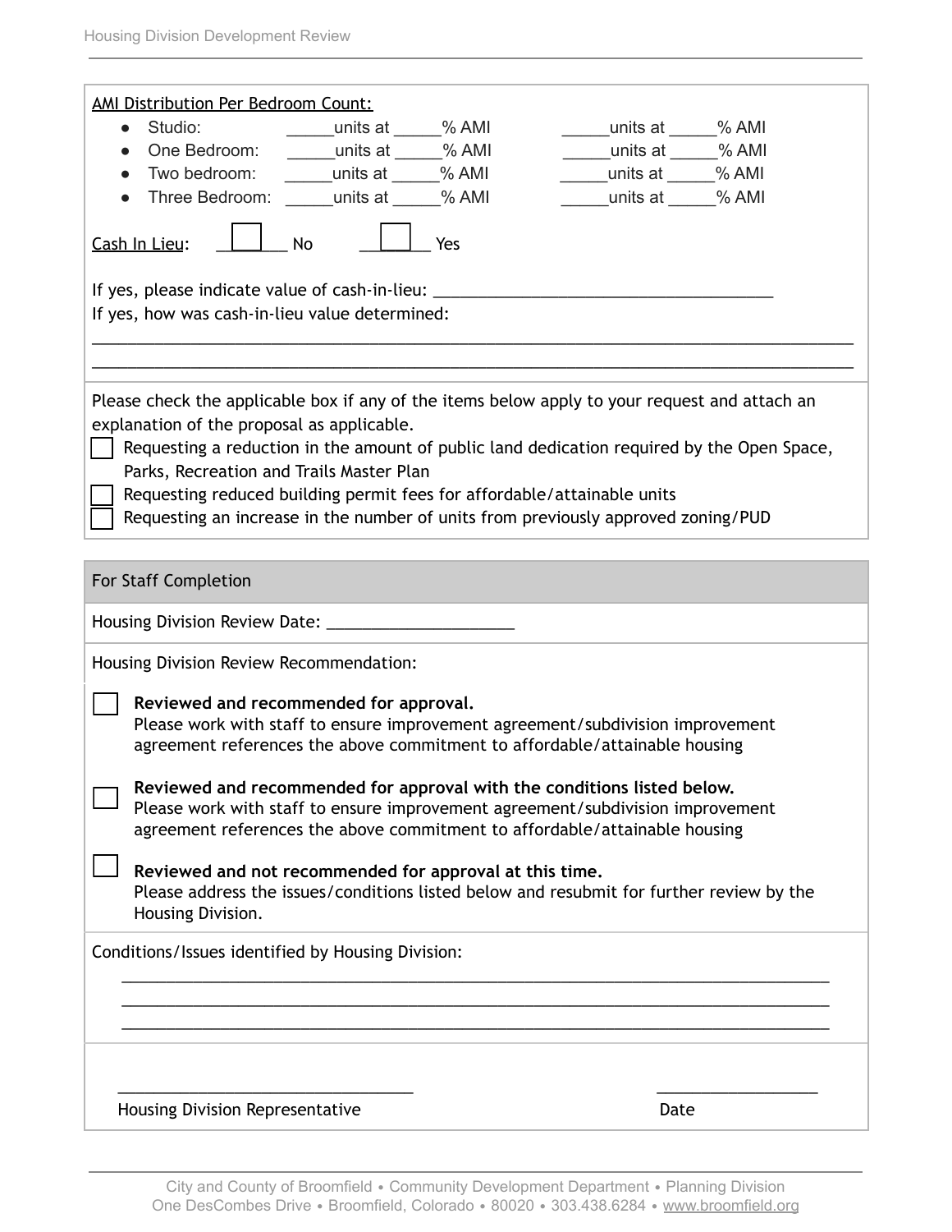AMI Distribution Per Bedroom Count:

- Studio: _____units at _____% AMI _____units at _____% AMI
- One Bedroom: _____units at _____% AMI _____units at _____% AMI
- Two bedroom: _____units at _____% AMI _____units at _____% AMI
- Three Bedroom: _____units at _____% AMI _____units at _____% AMI

Cash In Lieu: ☐ No ☐ Yes

If yes, please indicate value of cash-in-lieu: _______________________________________

If yes, how was cash-in-lieu value determined:

_______________________________________________________________________________________

_______________________________________________________________________________________

Please check the applicable box if any of the items below apply to your request and attach an explanation of the proposal as applicable.

☐ Requesting a reduction in the amount of public land dedication required by the Open Space, Parks, Recreation and Trails Master Plan

☐ Requesting reduced building permit fees for affordable/attainable units

☐ Requesting an increase in the number of units from previously approved zoning/PUD

## For Staff Completion

Housing Division Review Date: ______________________

Housing Division Review Recommendation:

☐ **Reviewed and recommended for approval.**
Please work with staff to ensure improvement agreement/subdivision improvement agreement references the above commitment to affordable/attainable housing

☐ **Reviewed and recommended for approval with the conditions listed below.**
Please work with staff to ensure improvement agreement/subdivision improvement agreement references the above commitment to affordable/attainable housing

☐ **Reviewed and not recommended for approval at this time.**
Please address the issues/conditions listed below and resubmit for further review by the Housing Division.

Conditions/Issues identified by Housing Division:

_______________________________________________________________________________________

_______________________________________________________________________________________

_______________________________________________________________________________________

_________________________________ _________________

Housing Division Representative Date

City and County of Broomfield • Community Development Department • Planning Division
One DesCombes Drive • Broomfield, Colorado • 80020 • 303.438.6284 • www.broomfield.org